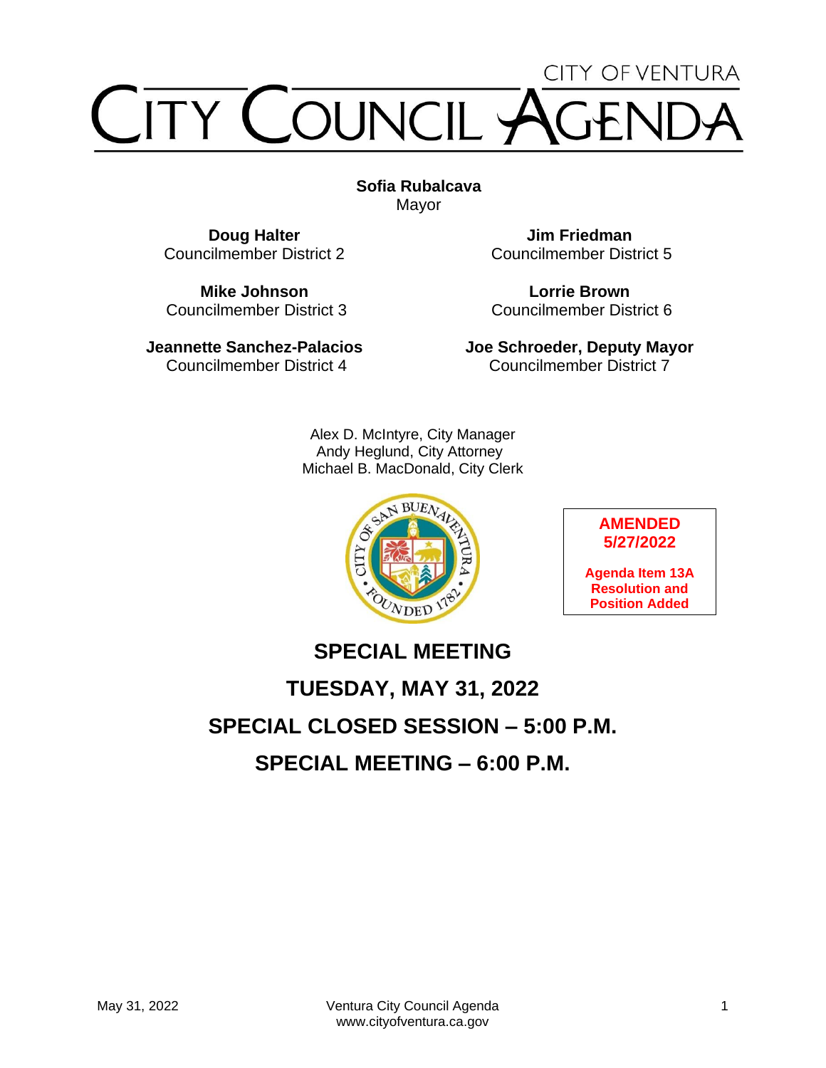CITY OF VENTURA

# CITY COUNCIL AGENDA

**Sofia Rubalcava**
Mayor

**Doug Halter**
Councilmember District 2

**Jim Friedman**
Councilmember District 5

**Mike Johnson**
Councilmember District 3

**Lorrie Brown**
Councilmember District 6

**Jeannette Sanchez-Palacios**
Councilmember District 4

**Joe Schroeder, Deputy Mayor**
Councilmember District 7

Alex D. McIntyre, City Manager
Andy Heglund, City Attorney
Michael B. MacDonald, City Clerk

**AMENDED 5/27/2022**

**Agenda Item 13A Resolution and Position Added**

## SPECIAL MEETING

## TUESDAY, MAY 31, 2022

## SPECIAL CLOSED SESSION – 5:00 P.M.

## SPECIAL MEETING – 6:00 P.M.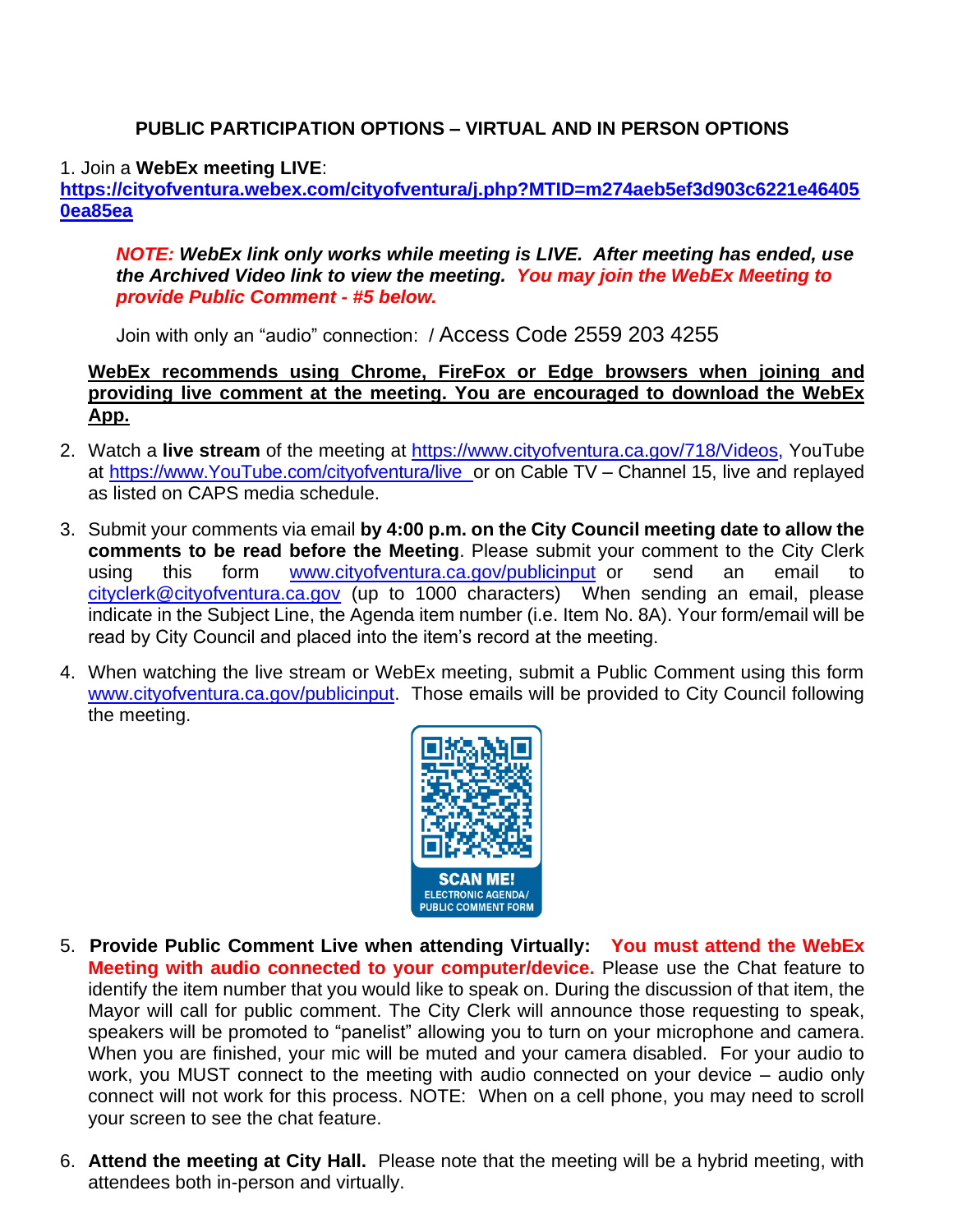## PUBLIC PARTICIPATION OPTIONS – VIRTUAL AND IN PERSON OPTIONS

1. Join a **WebEx meeting LIVE**: **https://cityofventura.webex.com/cityofventura/j.php?MTID=m274aeb5ef3d903c6221e464050ea85ea**

   ***NOTE: WebEx link only works while meeting is LIVE. After meeting has ended, use the Archived Video link to view the meeting. You may join the WebEx Meeting to provide Public Comment - #5 below.***

   Join with only an "audio" connection: / Access Code 2559 203 4255

   **WebEx recommends using Chrome, FireFox or Edge browsers when joining and providing live comment at the meeting. You are encouraged to download the WebEx App.**

2. Watch a **live stream** of the meeting at https://www.cityofventura.ca.gov/718/Videos, YouTube at https://www.YouTube.com/cityofventura/live or on Cable TV – Channel 15, live and replayed as listed on CAPS media schedule.

3. Submit your comments via email **by 4:00 p.m. on the City Council meeting date to allow the comments to be read before the Meeting**. Please submit your comment to the City Clerk using this form www.cityofventura.ca.gov/publicinput or send an email to cityclerk@cityofventura.ca.gov (up to 1000 characters) When sending an email, please indicate in the Subject Line, the Agenda item number (i.e. Item No. 8A). Your form/email will be read by City Council and placed into the item's record at the meeting.

4. When watching the live stream or WebEx meeting, submit a Public Comment using this form www.cityofventura.ca.gov/publicinput. Those emails will be provided to City Council following the meeting.

   SCAN ME! ELECTRONIC AGENDA/ PUBLIC COMMENT FORM

5. **Provide Public Comment Live when attending Virtually: You must attend the WebEx Meeting with audio connected to your computer/device.** Please use the Chat feature to identify the item number that you would like to speak on. During the discussion of that item, the Mayor will call for public comment. The City Clerk will announce those requesting to speak, speakers will be promoted to "panelist" allowing you to turn on your microphone and camera. When you are finished, your mic will be muted and your camera disabled. For your audio to work, you MUST connect to the meeting with audio connected on your device – audio only connect will not work for this process. NOTE: When on a cell phone, you may need to scroll your screen to see the chat feature.

6. **Attend the meeting at City Hall.** Please note that the meeting will be a hybrid meeting, with attendees both in-person and virtually.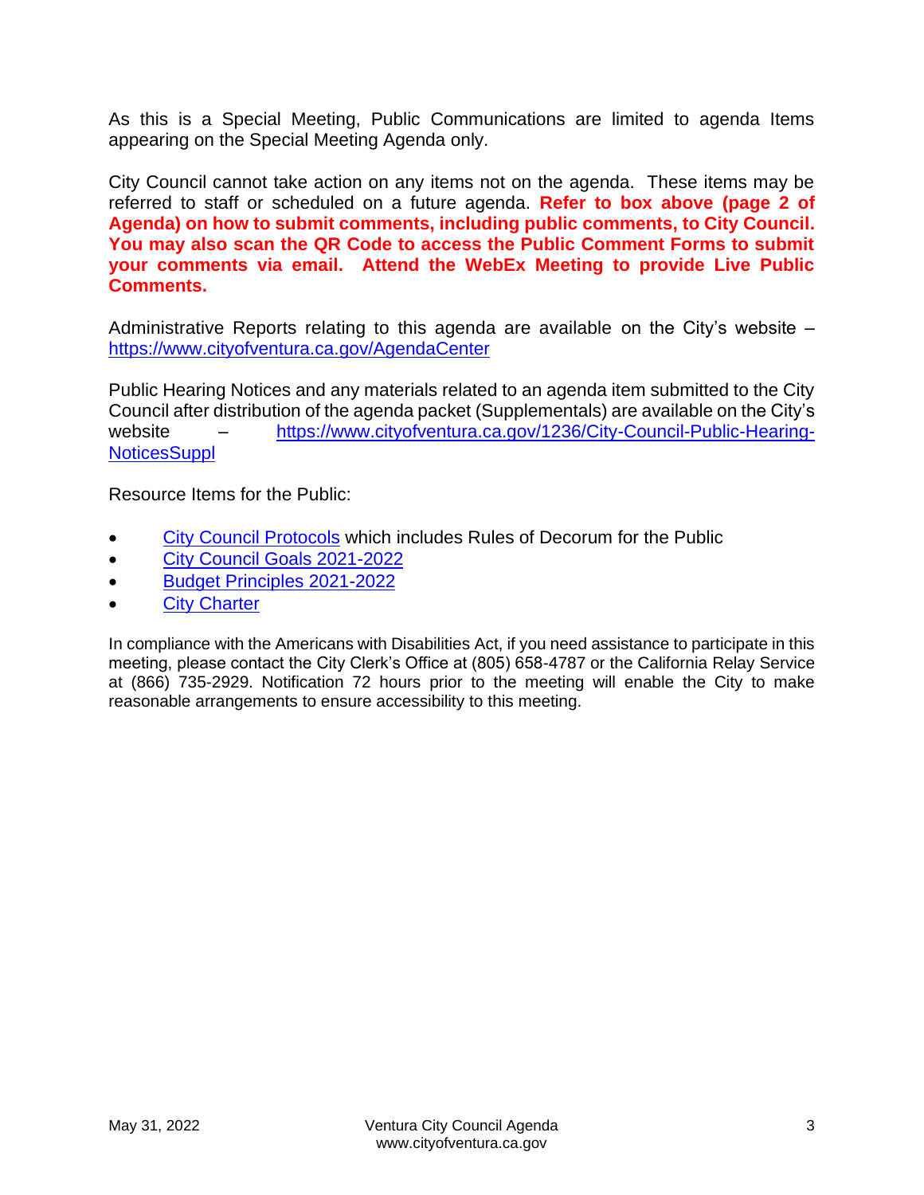As this is a Special Meeting, Public Communications are limited to agenda Items appearing on the Special Meeting Agenda only.

City Council cannot take action on any items not on the agenda. These items may be referred to staff or scheduled on a future agenda. **Refer to box above (page 2 of Agenda) on how to submit comments, including public comments, to City Council. You may also scan the QR Code to access the Public Comment Forms to submit your comments via email. Attend the WebEx Meeting to provide Live Public Comments.**

Administrative Reports relating to this agenda are available on the City's website – https://www.cityofventura.ca.gov/AgendaCenter

Public Hearing Notices and any materials related to an agenda item submitted to the City Council after distribution of the agenda packet (Supplementals) are available on the City's website – https://www.cityofventura.ca.gov/1236/City-Council-Public-Hearing-NoticesSuppl

Resource Items for the Public:

- City Council Protocols which includes Rules of Decorum for the Public
- City Council Goals 2021-2022
- Budget Principles 2021-2022
- City Charter

In compliance with the Americans with Disabilities Act, if you need assistance to participate in this meeting, please contact the City Clerk's Office at (805) 658-4787 or the California Relay Service at (866) 735-2929. Notification 72 hours prior to the meeting will enable the City to make reasonable arrangements to ensure accessibility to this meeting.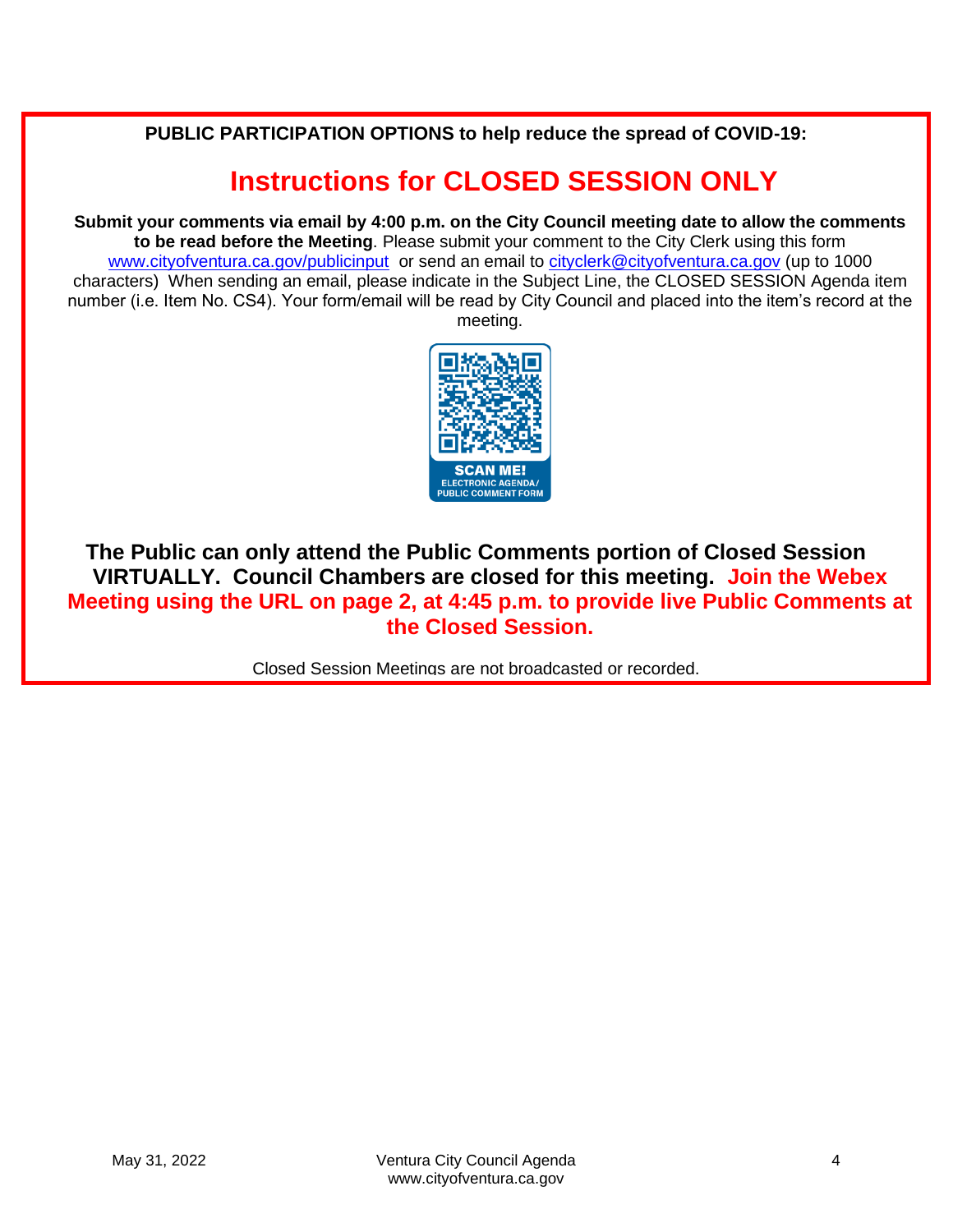**PUBLIC PARTICIPATION OPTIONS to help reduce the spread of COVID-19:**

# Instructions for CLOSED SESSION ONLY

**Submit your comments via email by 4:00 p.m. on the City Council meeting date to allow the comments to be read before the Meeting**. Please submit your comment to the City Clerk using this form www.cityofventura.ca.gov/publicinput or send an email to cityclerk@cityofventura.ca.gov (up to 1000 characters) When sending an email, please indicate in the Subject Line, the CLOSED SESSION Agenda item number (i.e. Item No. CS4). Your form/email will be read by City Council and placed into the item's record at the meeting.

SCAN ME!
ELECTRONIC AGENDA/
PUBLIC COMMENT FORM

**The Public can only attend the Public Comments portion of Closed Session VIRTUALLY. Council Chambers are closed for this meeting. Join the Webex Meeting using the URL on page 2, at 4:45 p.m. to provide live Public Comments at the Closed Session.**

Closed Session Meetings are not broadcasted or recorded.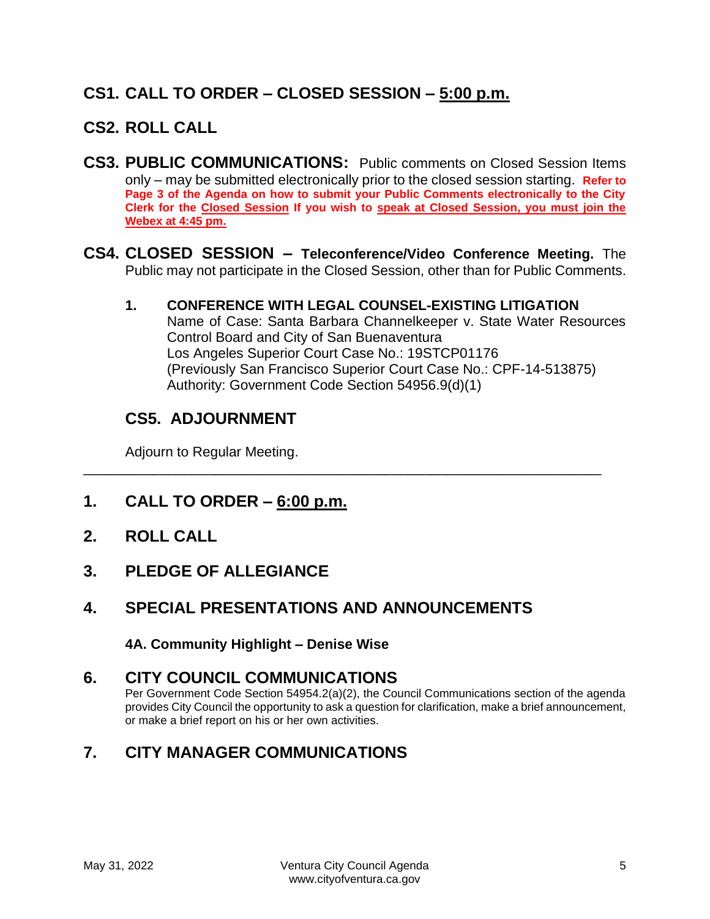## CS1. CALL TO ORDER – CLOSED SESSION – 5:00 p.m.

## CS2. ROLL CALL

## CS3. PUBLIC COMMUNICATIONS:

Public comments on Closed Session Items only – may be submitted electronically prior to the closed session starting. **Refer to Page 3 of the Agenda on how to submit your Public Comments electronically to the City Clerk for the Closed Session If you wish to speak at Closed Session, you must join the Webex at 4:45 pm.**

## CS4. CLOSED SESSION – Teleconference/Video Conference Meeting.

The Public may not participate in the Closed Session, other than for Public Comments.

**1. CONFERENCE WITH LEGAL COUNSEL-EXISTING LITIGATION**
Name of Case: Santa Barbara Channelkeeper v. State Water Resources Control Board and City of San Buenaventura
Los Angeles Superior Court Case No.: 19STCP01176
(Previously San Francisco Superior Court Case No.: CPF-14-513875)
Authority: Government Code Section 54956.9(d)(1)

### CS5. ADJOURNMENT

Adjourn to Regular Meeting.

---

## 1. CALL TO ORDER – 6:00 p.m.

## 2. ROLL CALL

## 3. PLEDGE OF ALLEGIANCE

## 4. SPECIAL PRESENTATIONS AND ANNOUNCEMENTS

**4A. Community Highlight – Denise Wise**

## 6. CITY COUNCIL COMMUNICATIONS

Per Government Code Section 54954.2(a)(2), the Council Communications section of the agenda provides City Council the opportunity to ask a question for clarification, make a brief announcement, or make a brief report on his or her own activities.

## 7. CITY MANAGER COMMUNICATIONS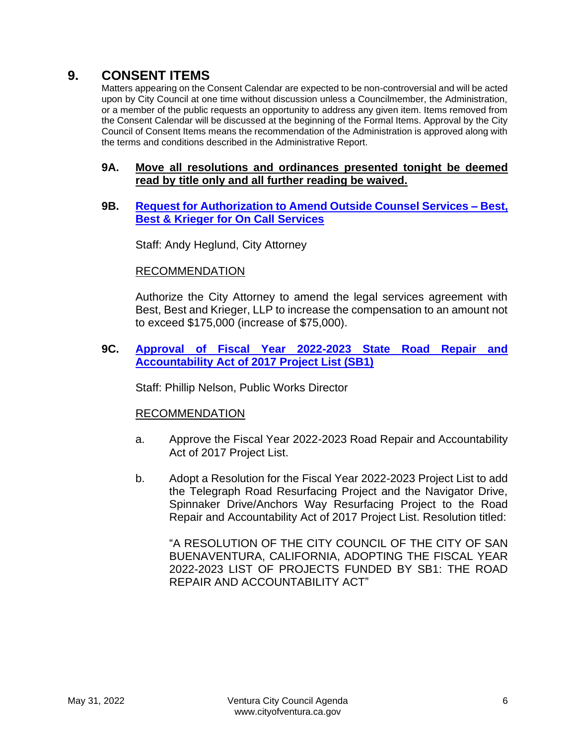## 9. CONSENT ITEMS

Matters appearing on the Consent Calendar are expected to be non-controversial and will be acted upon by City Council at one time without discussion unless a Councilmember, the Administration, or a member of the public requests an opportunity to address any given item. Items removed from the Consent Calendar will be discussed at the beginning of the Formal Items. Approval by the City Council of Consent Items means the recommendation of the Administration is approved along with the terms and conditions described in the Administrative Report.

### 9A. <u>Move all resolutions and ordinances presented tonight be deemed read by title only and all further reading be waived.</u>

### 9B. <u>Request for Authorization to Amend Outside Counsel Services – Best, Best & Krieger for On Call Services</u>

Staff: Andy Heglund, City Attorney

<u>RECOMMENDATION</u>

Authorize the City Attorney to amend the legal services agreement with Best, Best and Krieger, LLP to increase the compensation to an amount not to exceed $175,000 (increase of $75,000).

### 9C. <u>Approval of Fiscal Year 2022-2023 State Road Repair and Accountability Act of 2017 Project List (SB1)</u>

Staff: Phillip Nelson, Public Works Director

<u>RECOMMENDATION</u>

a. Approve the Fiscal Year 2022-2023 Road Repair and Accountability Act of 2017 Project List.

b. Adopt a Resolution for the Fiscal Year 2022-2023 Project List to add the Telegraph Road Resurfacing Project and the Navigator Drive, Spinnaker Drive/Anchors Way Resurfacing Project to the Road Repair and Accountability Act of 2017 Project List. Resolution titled:

"A RESOLUTION OF THE CITY COUNCIL OF THE CITY OF SAN BUENAVENTURA, CALIFORNIA, ADOPTING THE FISCAL YEAR 2022-2023 LIST OF PROJECTS FUNDED BY SB1: THE ROAD REPAIR AND ACCOUNTABILITY ACT"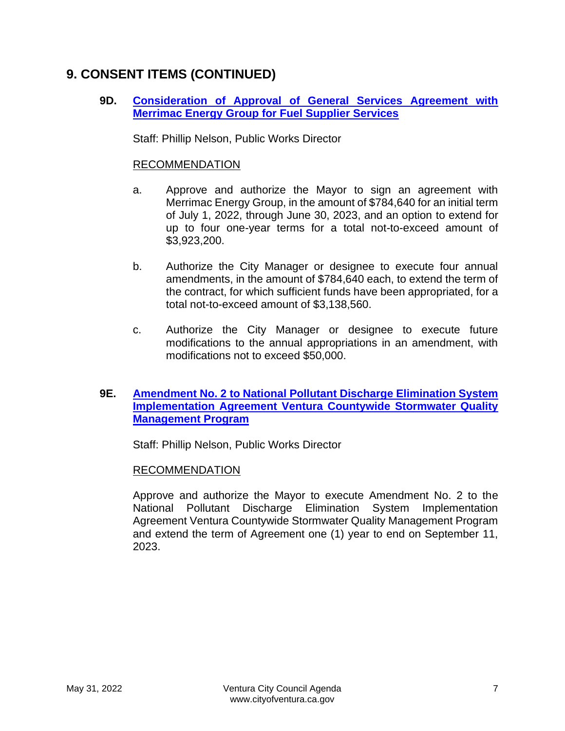## 9. CONSENT ITEMS (CONTINUED)

### 9D. Consideration of Approval of General Services Agreement with Merrimac Energy Group for Fuel Supplier Services

Staff: Phillip Nelson, Public Works Director

RECOMMENDATION

a. Approve and authorize the Mayor to sign an agreement with Merrimac Energy Group, in the amount of $784,640 for an initial term of July 1, 2022, through June 30, 2023, and an option to extend for up to four one-year terms for a total not-to-exceed amount of $3,923,200.

b. Authorize the City Manager or designee to execute four annual amendments, in the amount of $784,640 each, to extend the term of the contract, for which sufficient funds have been appropriated, for a total not-to-exceed amount of $3,138,560.

c. Authorize the City Manager or designee to execute future modifications to the annual appropriations in an amendment, with modifications not to exceed $50,000.

### 9E. Amendment No. 2 to National Pollutant Discharge Elimination System Implementation Agreement Ventura Countywide Stormwater Quality Management Program

Staff: Phillip Nelson, Public Works Director

RECOMMENDATION

Approve and authorize the Mayor to execute Amendment No. 2 to the National Pollutant Discharge Elimination System Implementation Agreement Ventura Countywide Stormwater Quality Management Program and extend the term of Agreement one (1) year to end on September 11, 2023.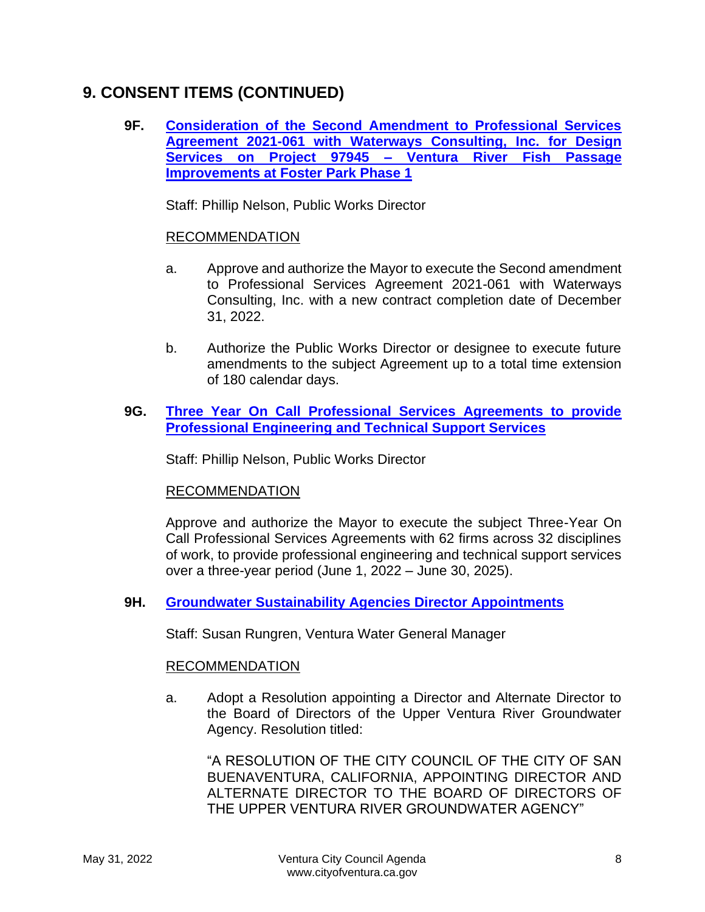## 9. CONSENT ITEMS (CONTINUED)

**9F. Consideration of the Second Amendment to Professional Services Agreement 2021-061 with Waterways Consulting, Inc. for Design Services on Project 97945 – Ventura River Fish Passage Improvements at Foster Park Phase 1**

Staff: Phillip Nelson, Public Works Director

RECOMMENDATION

a. Approve and authorize the Mayor to execute the Second amendment to Professional Services Agreement 2021-061 with Waterways Consulting, Inc. with a new contract completion date of December 31, 2022.

b. Authorize the Public Works Director or designee to execute future amendments to the subject Agreement up to a total time extension of 180 calendar days.

**9G. Three Year On Call Professional Services Agreements to provide Professional Engineering and Technical Support Services**

Staff: Phillip Nelson, Public Works Director

RECOMMENDATION

Approve and authorize the Mayor to execute the subject Three-Year On Call Professional Services Agreements with 62 firms across 32 disciplines of work, to provide professional engineering and technical support services over a three-year period (June 1, 2022 – June 30, 2025).

**9H. Groundwater Sustainability Agencies Director Appointments**

Staff: Susan Rungren, Ventura Water General Manager

RECOMMENDATION

a. Adopt a Resolution appointing a Director and Alternate Director to the Board of Directors of the Upper Ventura River Groundwater Agency. Resolution titled:

"A RESOLUTION OF THE CITY COUNCIL OF THE CITY OF SAN BUENAVENTURA, CALIFORNIA, APPOINTING DIRECTOR AND ALTERNATE DIRECTOR TO THE BOARD OF DIRECTORS OF THE UPPER VENTURA RIVER GROUNDWATER AGENCY"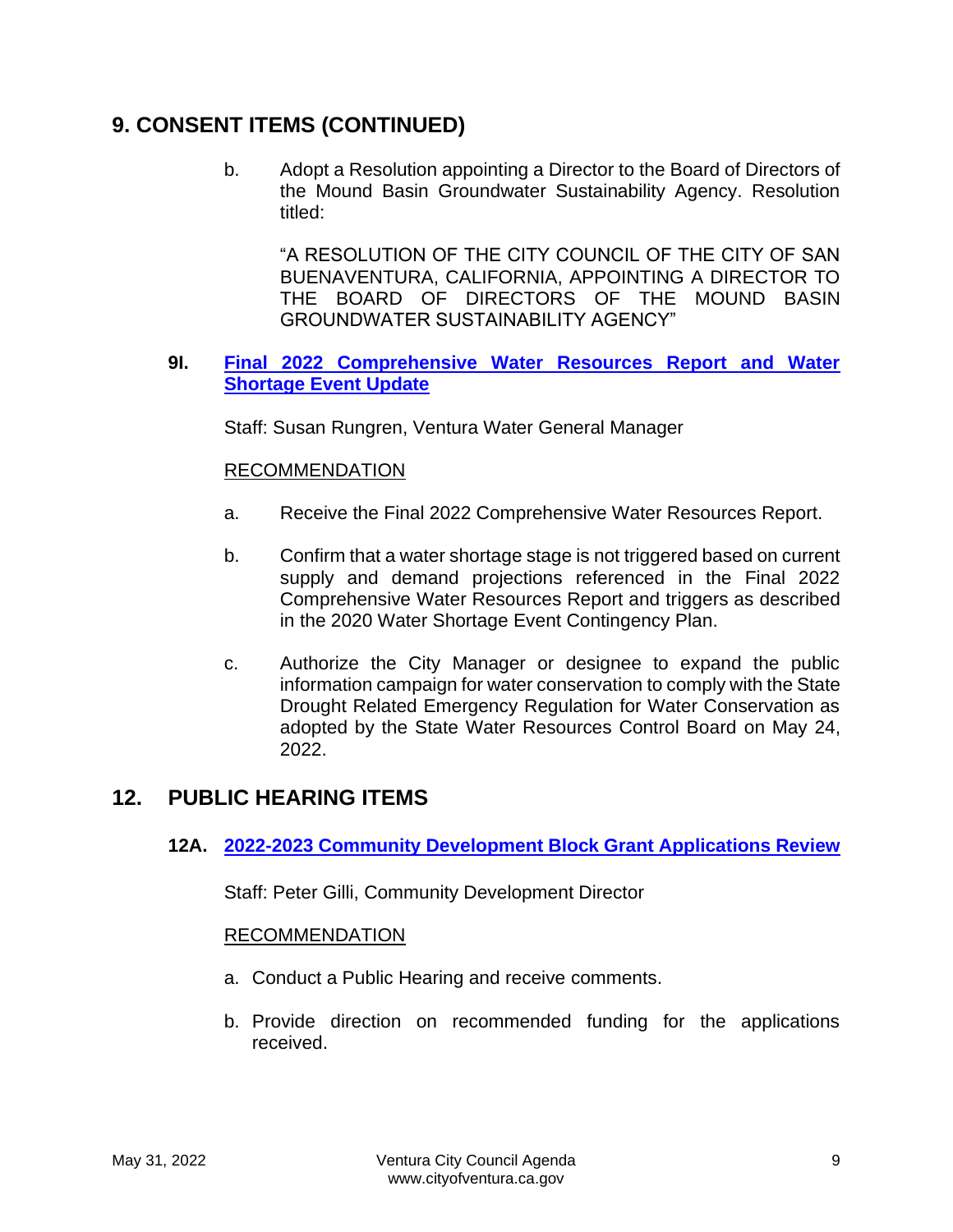## 9. CONSENT ITEMS (CONTINUED)

b. Adopt a Resolution appointing a Director to the Board of Directors of the Mound Basin Groundwater Sustainability Agency. Resolution titled:

"A RESOLUTION OF THE CITY COUNCIL OF THE CITY OF SAN BUENAVENTURA, CALIFORNIA, APPOINTING A DIRECTOR TO THE BOARD OF DIRECTORS OF THE MOUND BASIN GROUNDWATER SUSTAINABILITY AGENCY"

### 9I. Final 2022 Comprehensive Water Resources Report and Water Shortage Event Update

Staff: Susan Rungren, Ventura Water General Manager

RECOMMENDATION

a. Receive the Final 2022 Comprehensive Water Resources Report.

b. Confirm that a water shortage stage is not triggered based on current supply and demand projections referenced in the Final 2022 Comprehensive Water Resources Report and triggers as described in the 2020 Water Shortage Event Contingency Plan.

c. Authorize the City Manager or designee to expand the public information campaign for water conservation to comply with the State Drought Related Emergency Regulation for Water Conservation as adopted by the State Water Resources Control Board on May 24, 2022.

## 12. PUBLIC HEARING ITEMS

### 12A. 2022-2023 Community Development Block Grant Applications Review

Staff: Peter Gilli, Community Development Director

RECOMMENDATION

a. Conduct a Public Hearing and receive comments.

b. Provide direction on recommended funding for the applications received.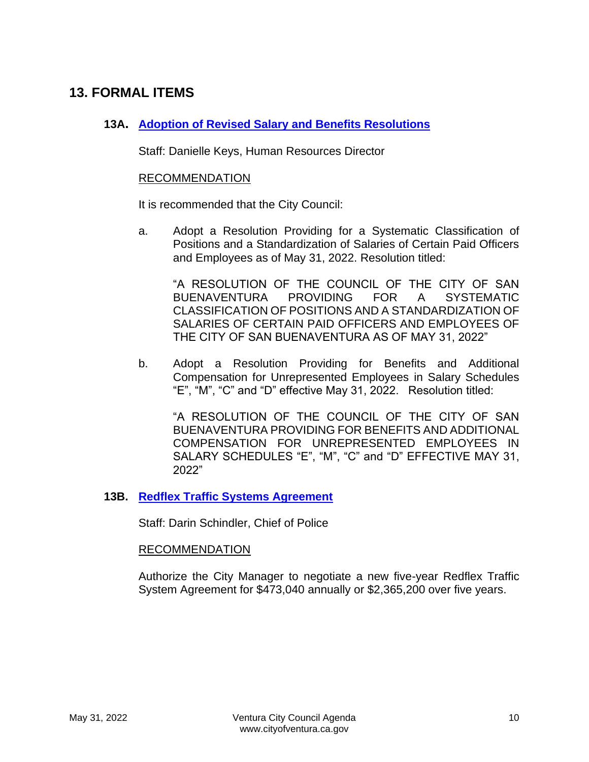## 13. FORMAL ITEMS

### 13A. Adoption of Revised Salary and Benefits Resolutions

Staff: Danielle Keys, Human Resources Director

RECOMMENDATION

It is recommended that the City Council:

a. Adopt a Resolution Providing for a Systematic Classification of Positions and a Standardization of Salaries of Certain Paid Officers and Employees as of May 31, 2022. Resolution titled:

   "A RESOLUTION OF THE COUNCIL OF THE CITY OF SAN BUENAVENTURA PROVIDING FOR A SYSTEMATIC CLASSIFICATION OF POSITIONS AND A STANDARDIZATION OF SALARIES OF CERTAIN PAID OFFICERS AND EMPLOYEES OF THE CITY OF SAN BUENAVENTURA AS OF MAY 31, 2022"

b. Adopt a Resolution Providing for Benefits and Additional Compensation for Unrepresented Employees in Salary Schedules "E", "M", "C" and "D" effective May 31, 2022. Resolution titled:

   "A RESOLUTION OF THE COUNCIL OF THE CITY OF SAN BUENAVENTURA PROVIDING FOR BENEFITS AND ADDITIONAL COMPENSATION FOR UNREPRESENTED EMPLOYEES IN SALARY SCHEDULES "E", "M", "C" and "D" EFFECTIVE MAY 31, 2022"

### 13B. Redflex Traffic Systems Agreement

Staff: Darin Schindler, Chief of Police

RECOMMENDATION

Authorize the City Manager to negotiate a new five-year Redflex Traffic System Agreement for $473,040 annually or $2,365,200 over five years.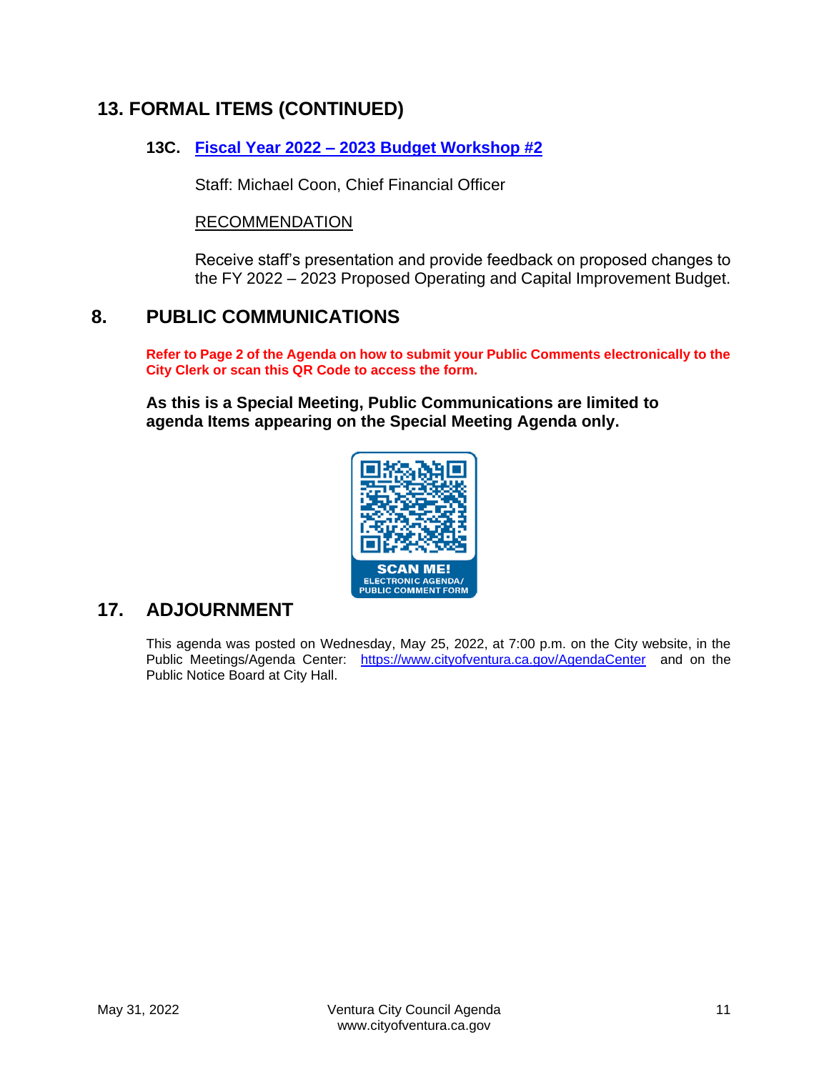## 13. FORMAL ITEMS (CONTINUED)

### 13C. Fiscal Year 2022 – 2023 Budget Workshop #2

Staff: Michael Coon, Chief Financial Officer

RECOMMENDATION

Receive staff's presentation and provide feedback on proposed changes to the FY 2022 – 2023 Proposed Operating and Capital Improvement Budget.

## 8. PUBLIC COMMUNICATIONS

**Refer to Page 2 of the Agenda on how to submit your Public Comments electronically to the City Clerk or scan this QR Code to access the form.**

**As this is a Special Meeting, Public Communications are limited to agenda Items appearing on the Special Meeting Agenda only.**

SCAN ME!
ELECTRONIC AGENDA/
PUBLIC COMMENT FORM

## 17. ADJOURNMENT

This agenda was posted on Wednesday, May 25, 2022, at 7:00 p.m. on the City website, in the Public Meetings/Agenda Center: https://www.cityofventura.ca.gov/AgendaCenter and on the Public Notice Board at City Hall.